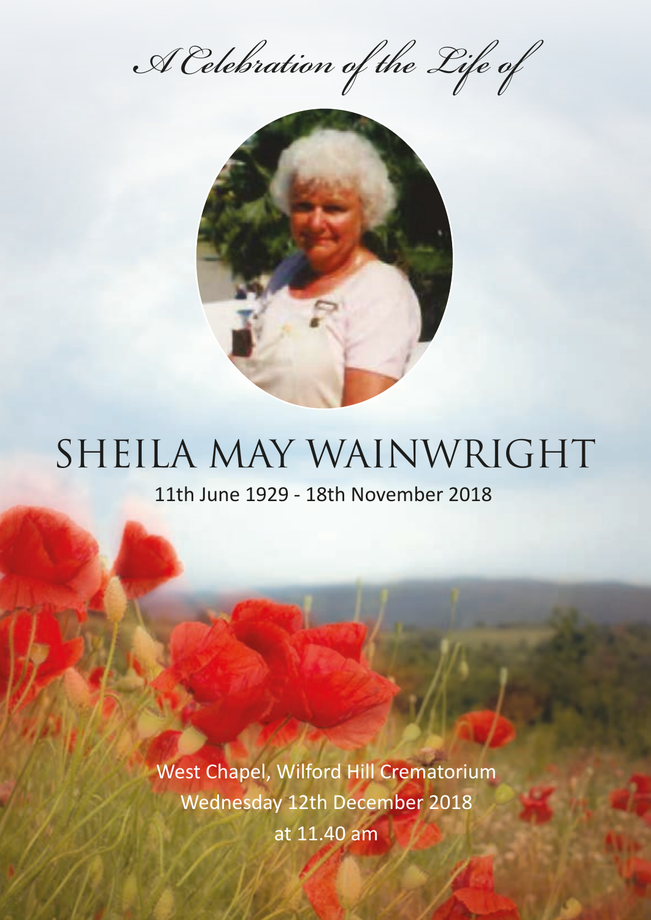*A Celebration of the Life of*

# SHEILA MAY WAINWRIGHT

11th June 1929 - 18th November 2018

West Chapel, Wilford Hill Crematorium
Wednesday 12th December 2018
at 11.40 am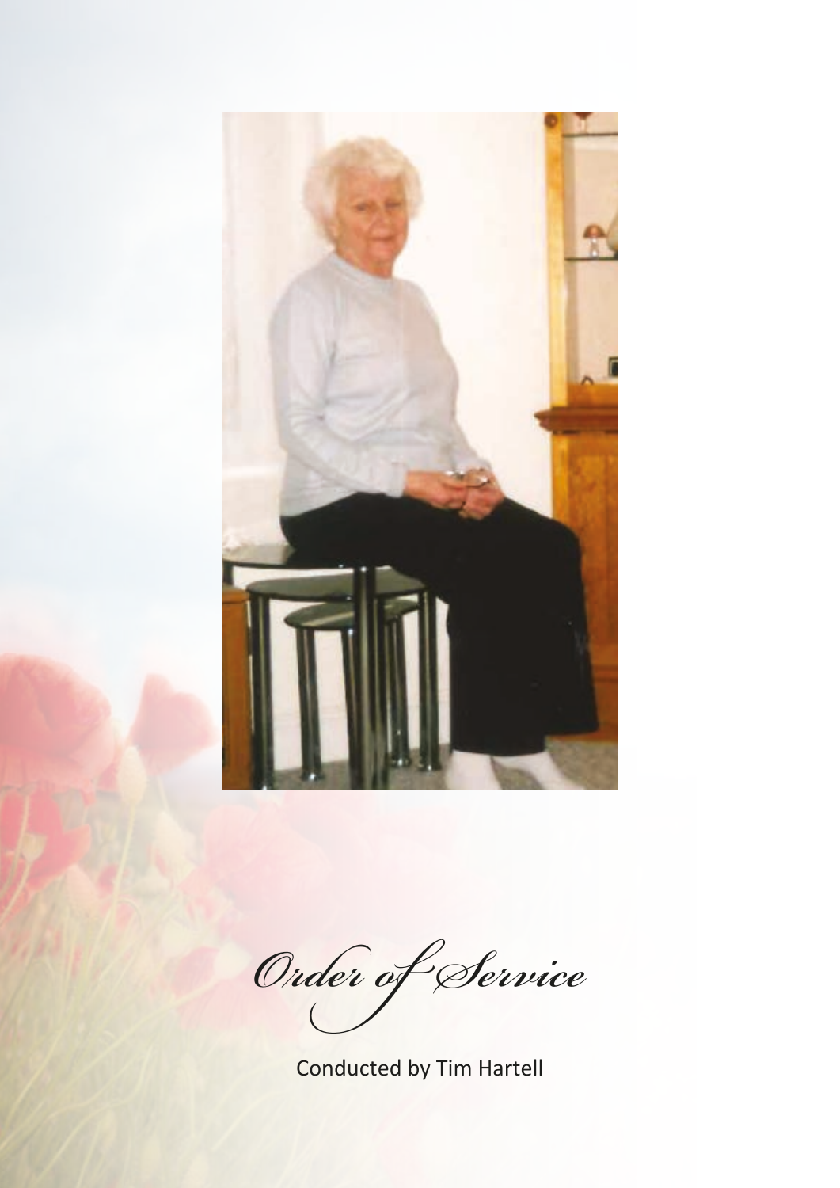*Order of Service*

Conducted by Tim Hartell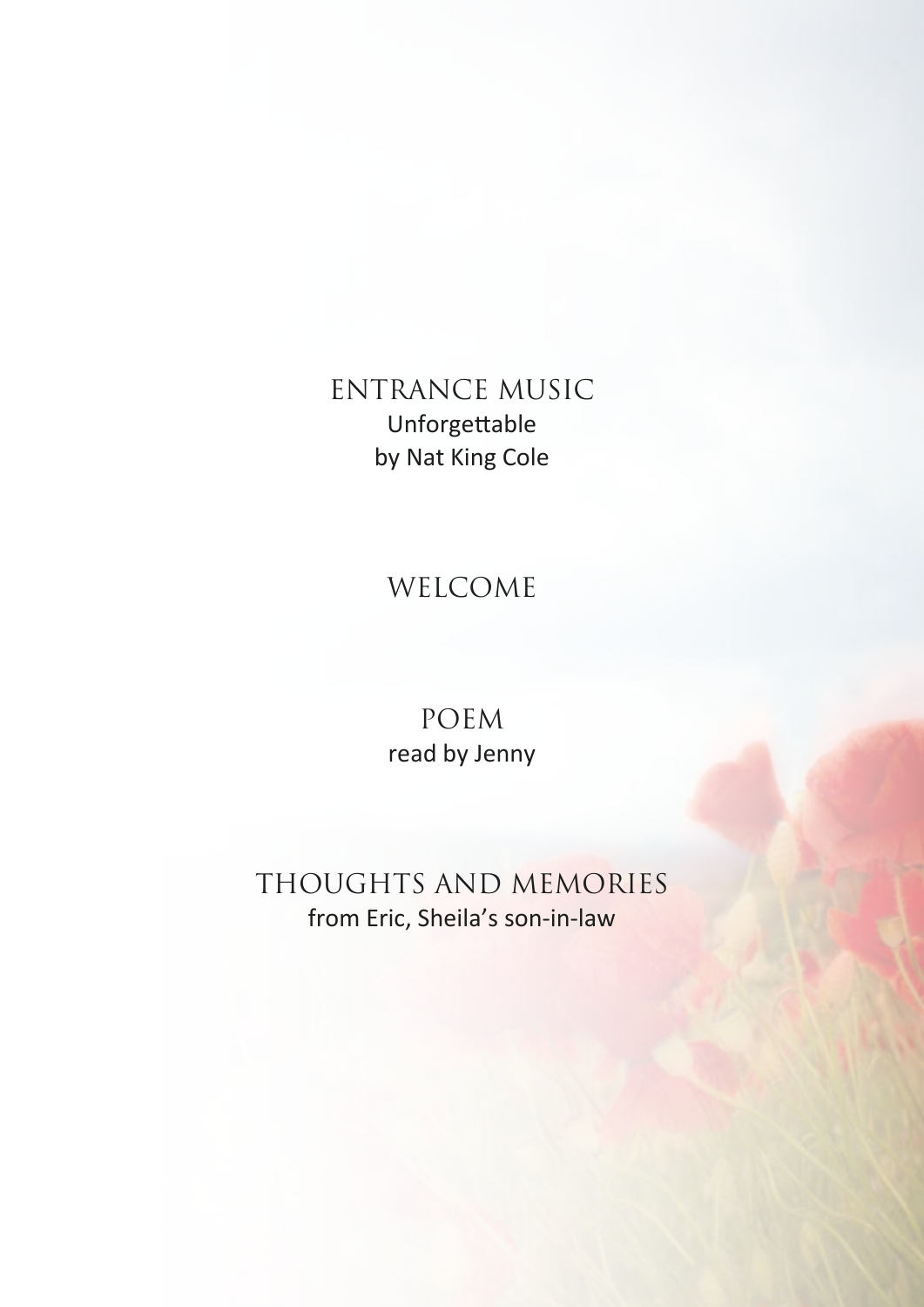## ENTRANCE MUSIC

Unforgettable
by Nat King Cole

## WELCOME

## POEM

read by Jenny

## THOUGHTS AND MEMORIES

from Eric, Sheila’s son-in-law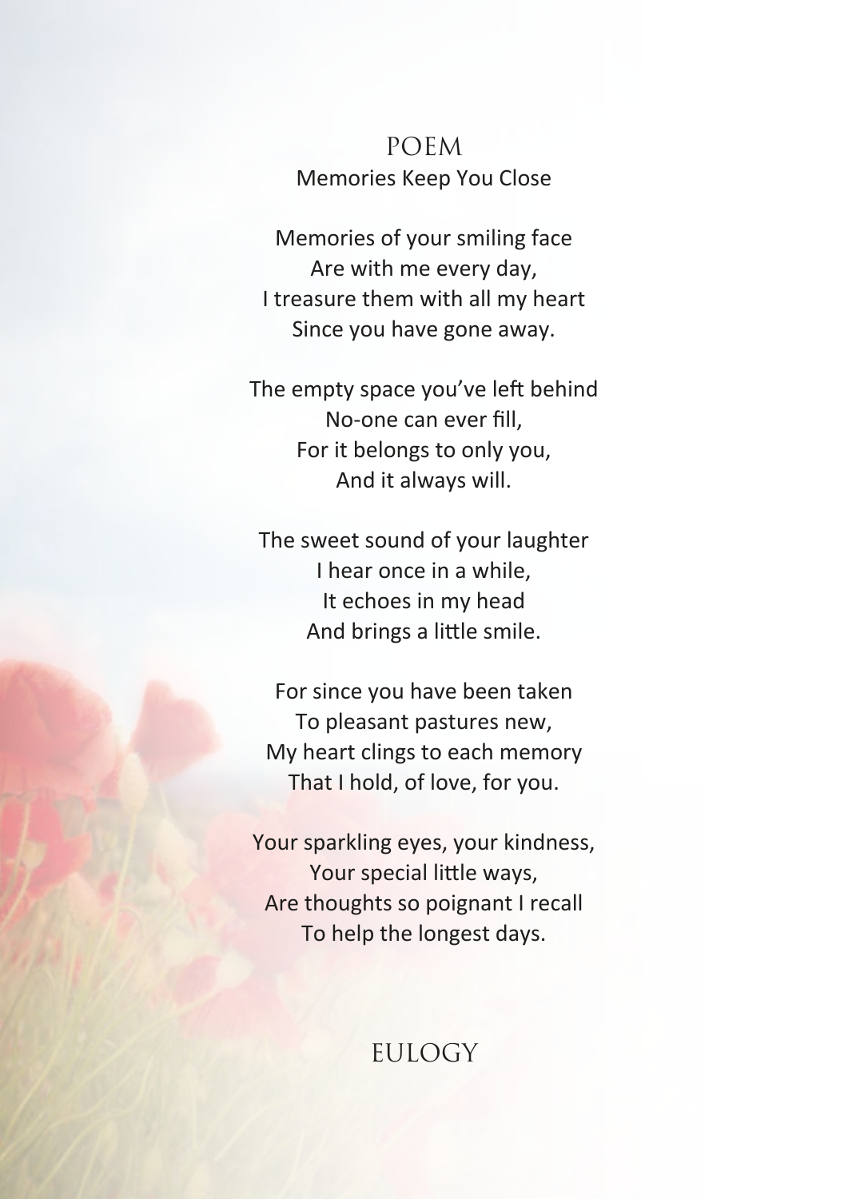# POEM

## Memories Keep You Close

Memories of your smiling face
Are with me every day,
I treasure them with all my heart
Since you have gone away.

The empty space you've left behind
No-one can ever fill,
For it belongs to only you,
And it always will.

The sweet sound of your laughter
I hear once in a while,
It echoes in my head
And brings a little smile.

For since you have been taken
To pleasant pastures new,
My heart clings to each memory
That I hold, of love, for you.

Your sparkling eyes, your kindness,
Your special little ways,
Are thoughts so poignant I recall
To help the longest days.

# EULOGY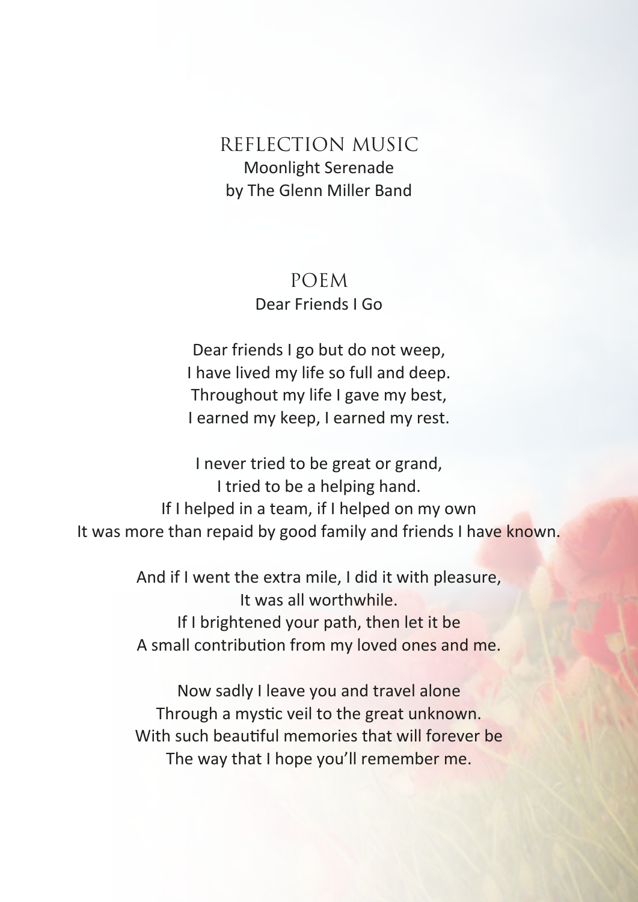## REFLECTION MUSIC

Moonlight Serenade
by The Glenn Miller Band

## POEM

Dear Friends I Go

Dear friends I go but do not weep,
I have lived my life so full and deep.
Throughout my life I gave my best,
I earned my keep, I earned my rest.

I never tried to be great or grand,
I tried to be a helping hand.
If I helped in a team, if I helped on my own
It was more than repaid by good family and friends I have known.

And if I went the extra mile, I did it with pleasure,
It was all worthwhile.
If I brightened your path, then let it be
A small contribution from my loved ones and me.

Now sadly I leave you and travel alone
Through a mystic veil to the great unknown.
With such beautiful memories that will forever be
The way that I hope you'll remember me.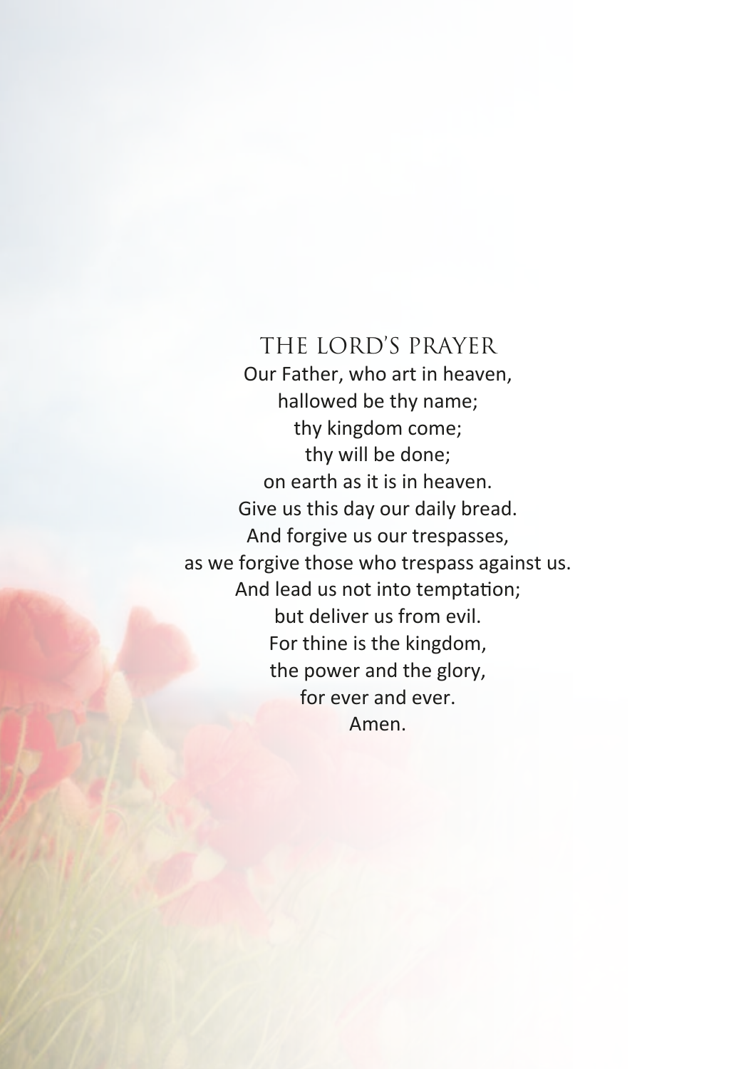# THE LORD'S PRAYER

Our Father, who art in heaven,
hallowed be thy name;
thy kingdom come;
thy will be done;
on earth as it is in heaven.
Give us this day our daily bread.
And forgive us our trespasses,
as we forgive those who trespass against us.
And lead us not into temptation;
but deliver us from evil.
For thine is the kingdom,
the power and the glory,
for ever and ever.
Amen.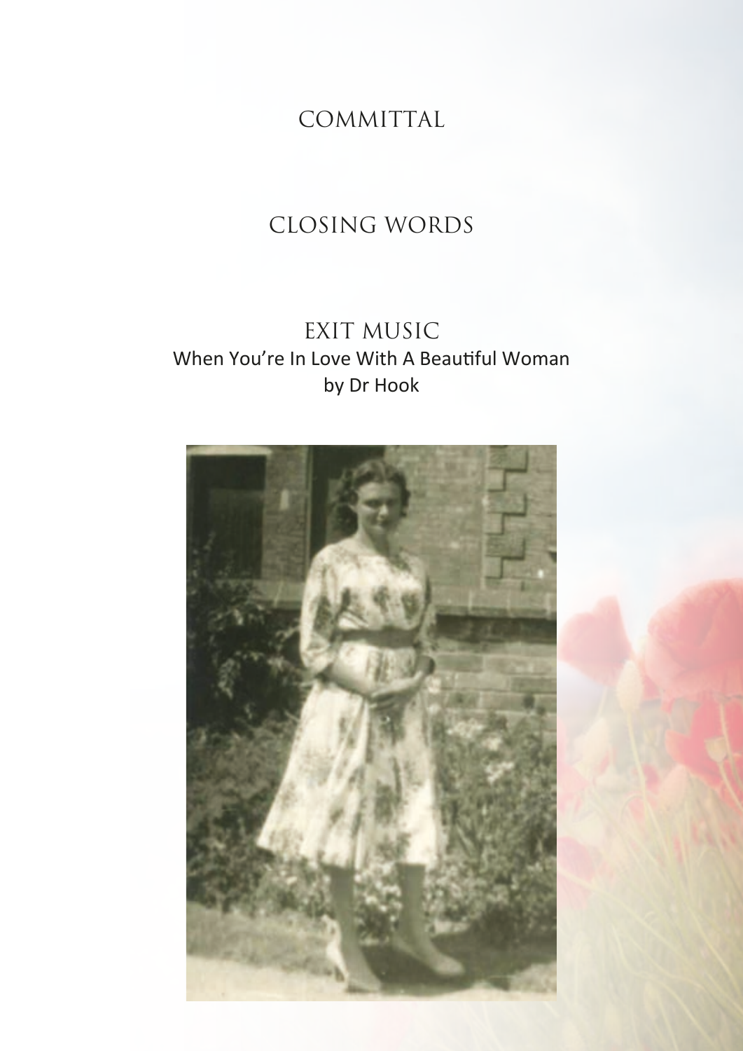## COMMITTAL

## CLOSING WORDS

## EXIT MUSIC

When You're In Love With A Beautiful Woman
by Dr Hook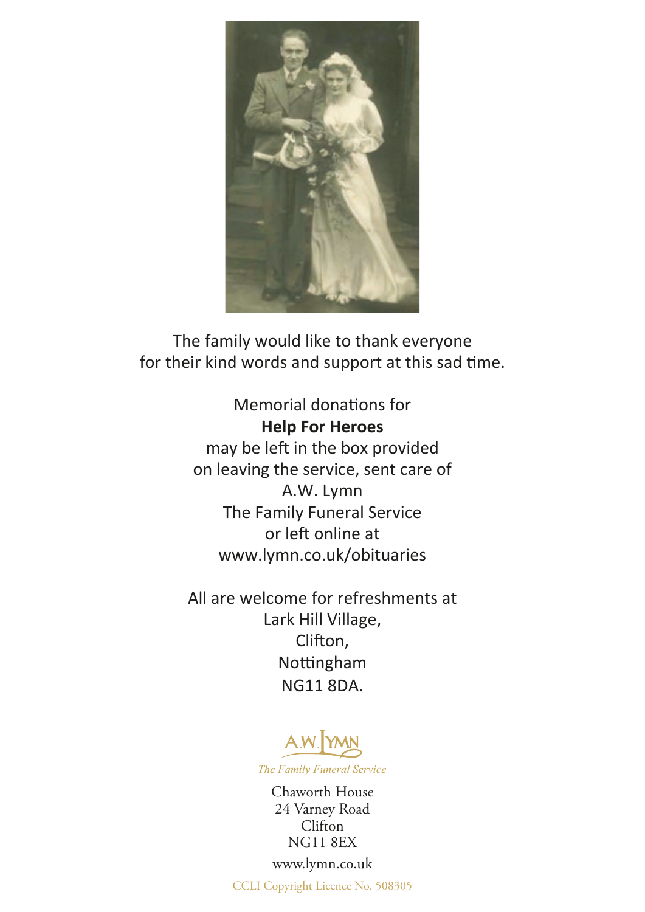The family would like to thank everyone
for their kind words and support at this sad time.

Memorial donations for
**Help For Heroes**
may be left in the box provided
on leaving the service, sent care of
A.W. Lymn
The Family Funeral Service
or left online at
www.lymn.co.uk/obituaries

All are welcome for refreshments at
Lark Hill Village,
Clifton,
Nottingham
NG11 8DA.

A.W. LYMN
*The Family Funeral Service*

Chaworth House
24 Varney Road
Clifton
NG11 8EX

www.lymn.co.uk

CCLI Copyright Licence No. 508305